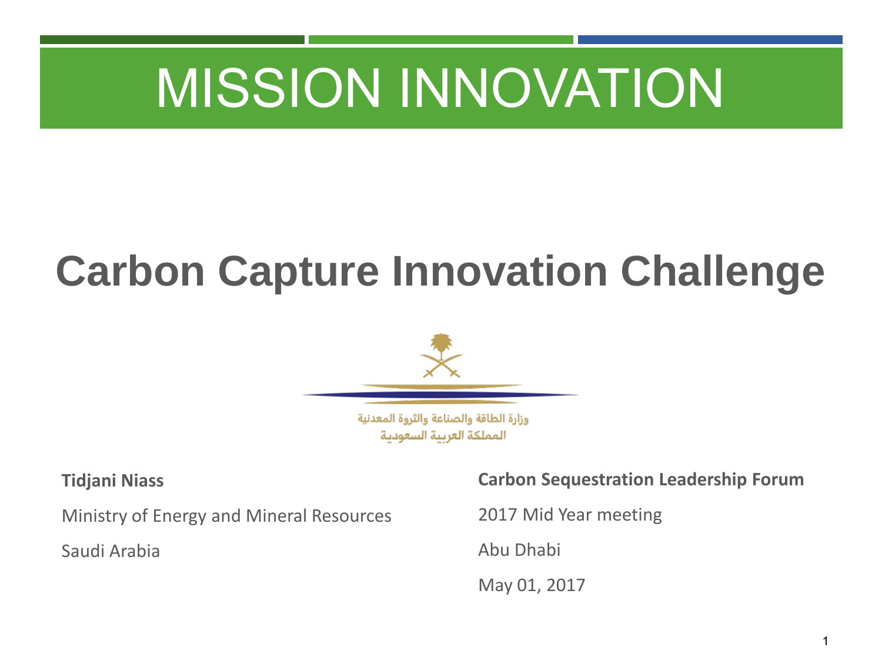# MISSION INNOVATION

## Carbon Capture Innovation Challenge

وزارة الطاقة والصناعة والثروة المعدنية
المملكة العربية السعودية

**Tidjani Niass**

Ministry of Energy and Mineral Resources

Saudi Arabia

**Carbon Sequestration Leadership Forum**

2017 Mid Year meeting

Abu Dhabi

May 01, 2017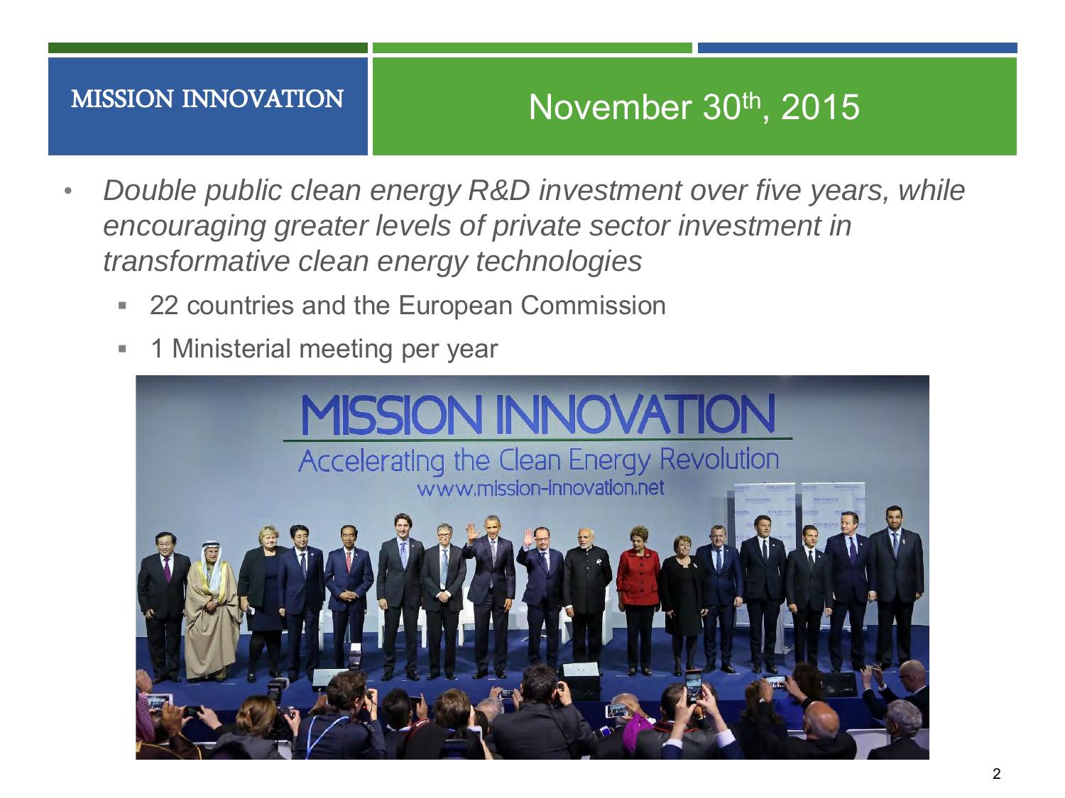## MISSION INNOVATION

## November 30th, 2015

- *Double public clean energy R&D investment over five years, while encouraging greater levels of private sector investment in transformative clean energy technologies*
  - 22 countries and the European Commission
  - 1 Ministerial meeting per year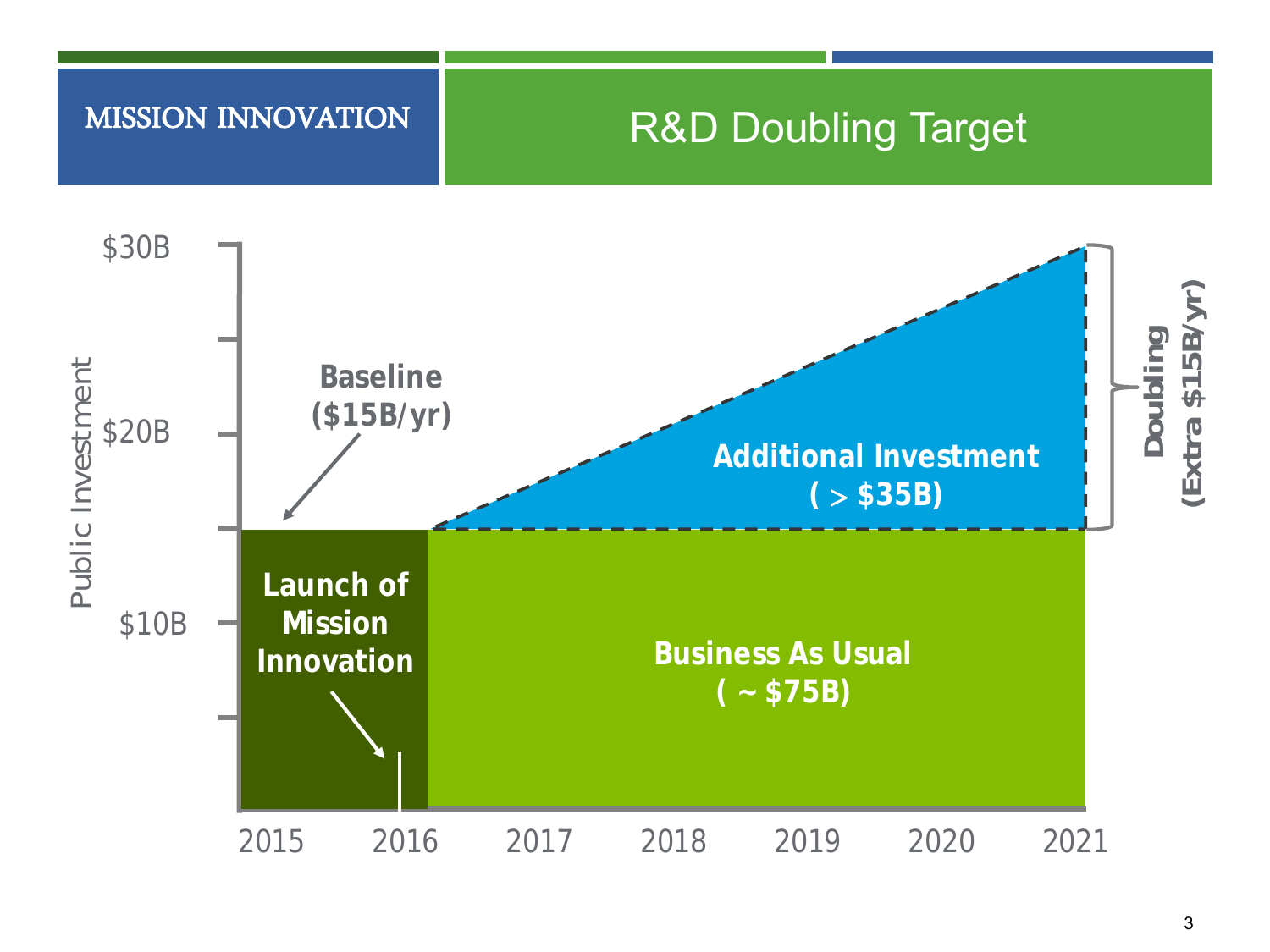# MISSION INNOVATION

## R&D Doubling Target

Public Investment

$30B

$20B

$10B

Baseline ($15B/yr)

Launch of Mission Innovation

Additional Investment ( > $35B)

Business As Usual ( ~ $75B)

Doubling (Extra $15B/yr)

2015 2016 2017 2018 2019 2020 2021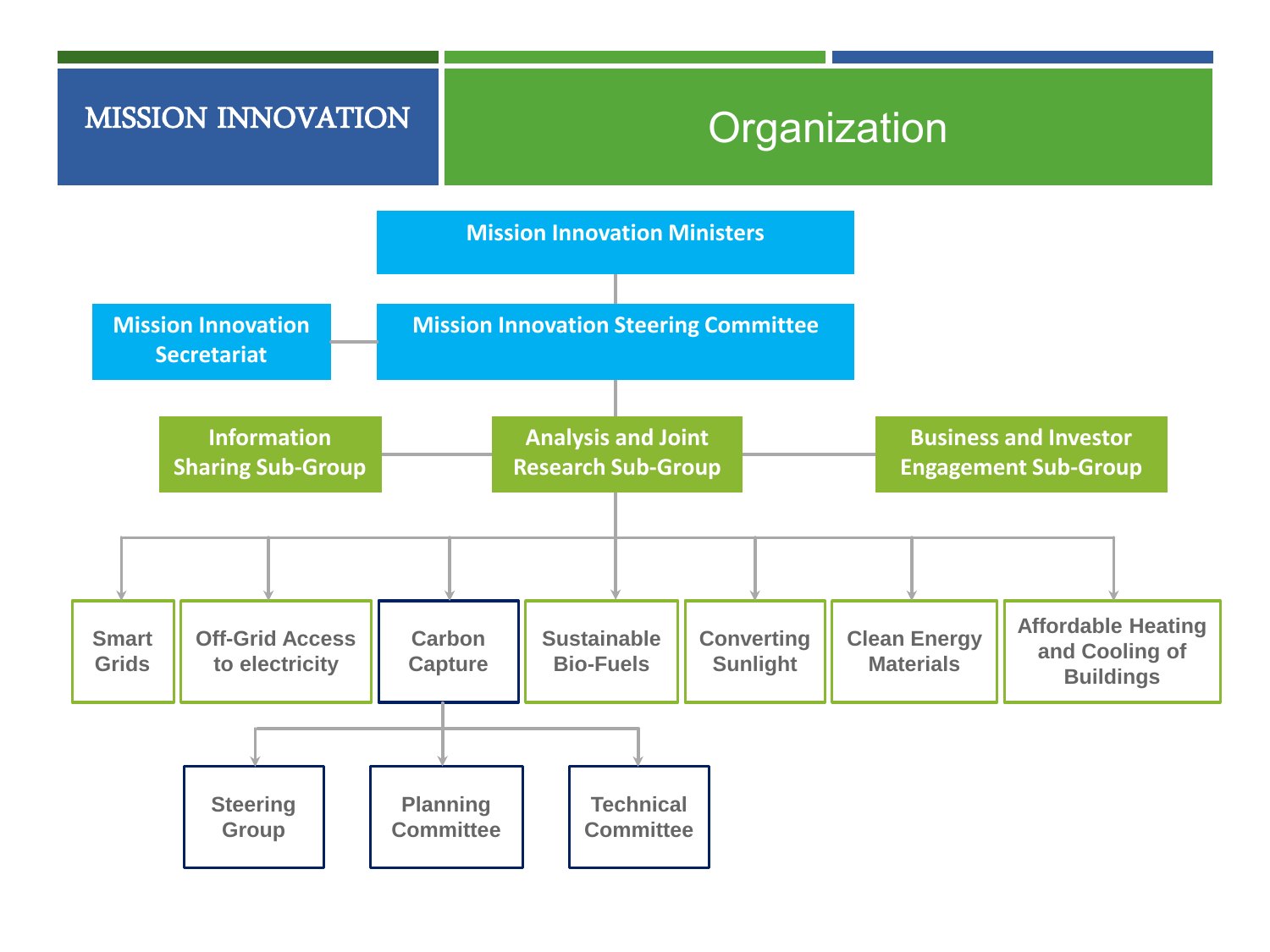# MISSION INNOVATION

## Organization

- **Mission Innovation Ministers**
  - **Mission Innovation Steering Committee** (linked with **Mission Innovation Secretariat**)
    - **Analysis and Joint Research Sub-Group** (linked with **Information Sharing Sub-Group** and **Business and Investor Engagement Sub-Group**)
      - Smart Grids
      - Off-Grid Access to electricity
      - Carbon Capture
        - Steering Group
        - Planning Committee
        - Technical Committee
      - Sustainable Bio-Fuels
      - Converting Sunlight
      - Clean Energy Materials
      - Affordable Heating and Cooling of Buildings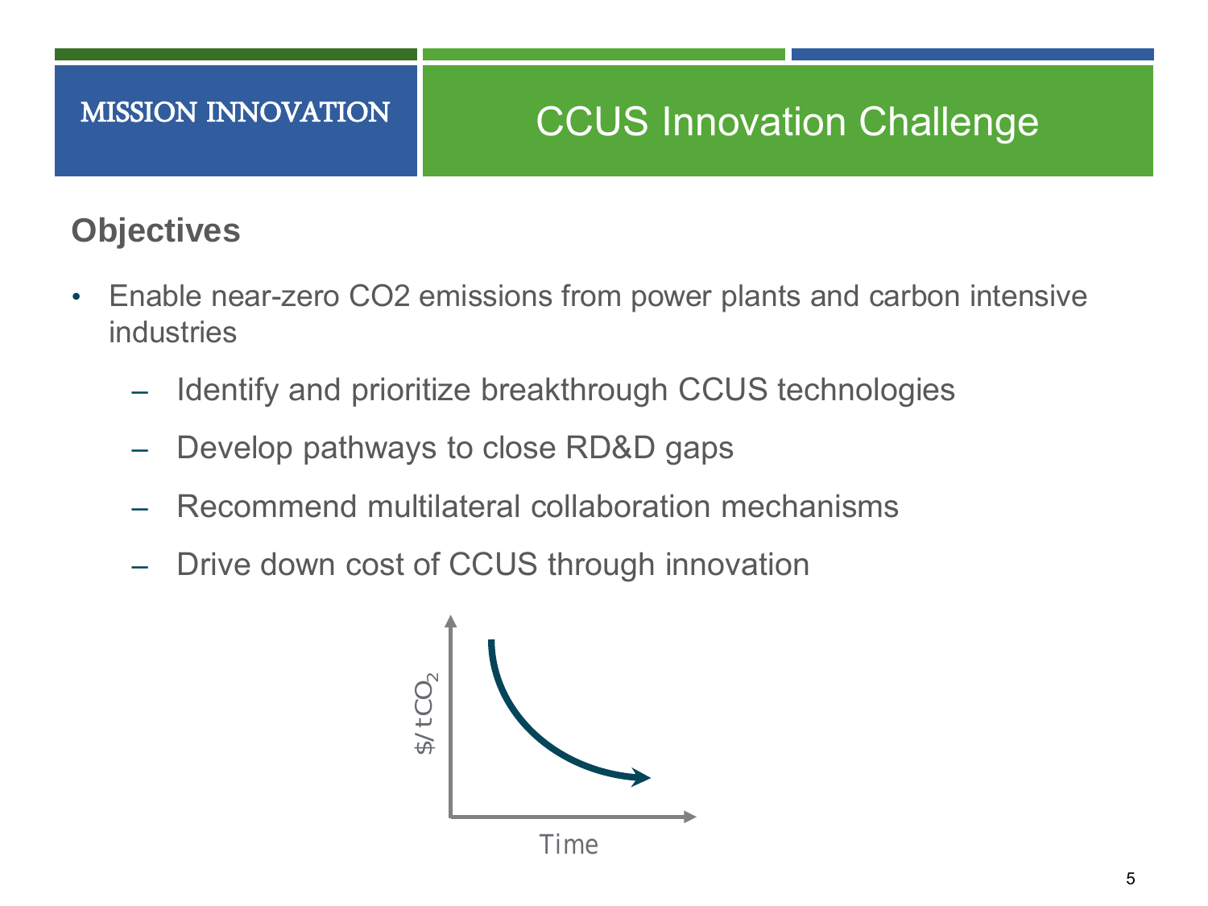MISSION INNOVATION

# CCUS Innovation Challenge

## Objectives

- Enable near-zero CO2 emissions from power plants and carbon intensive industries
  - Identify and prioritize breakthrough CCUS technologies
  - Develop pathways to close RD&D gaps
  - Recommend multilateral collaboration mechanisms
  - Drive down cost of CCUS through innovation

$/ t$CO_2$

Time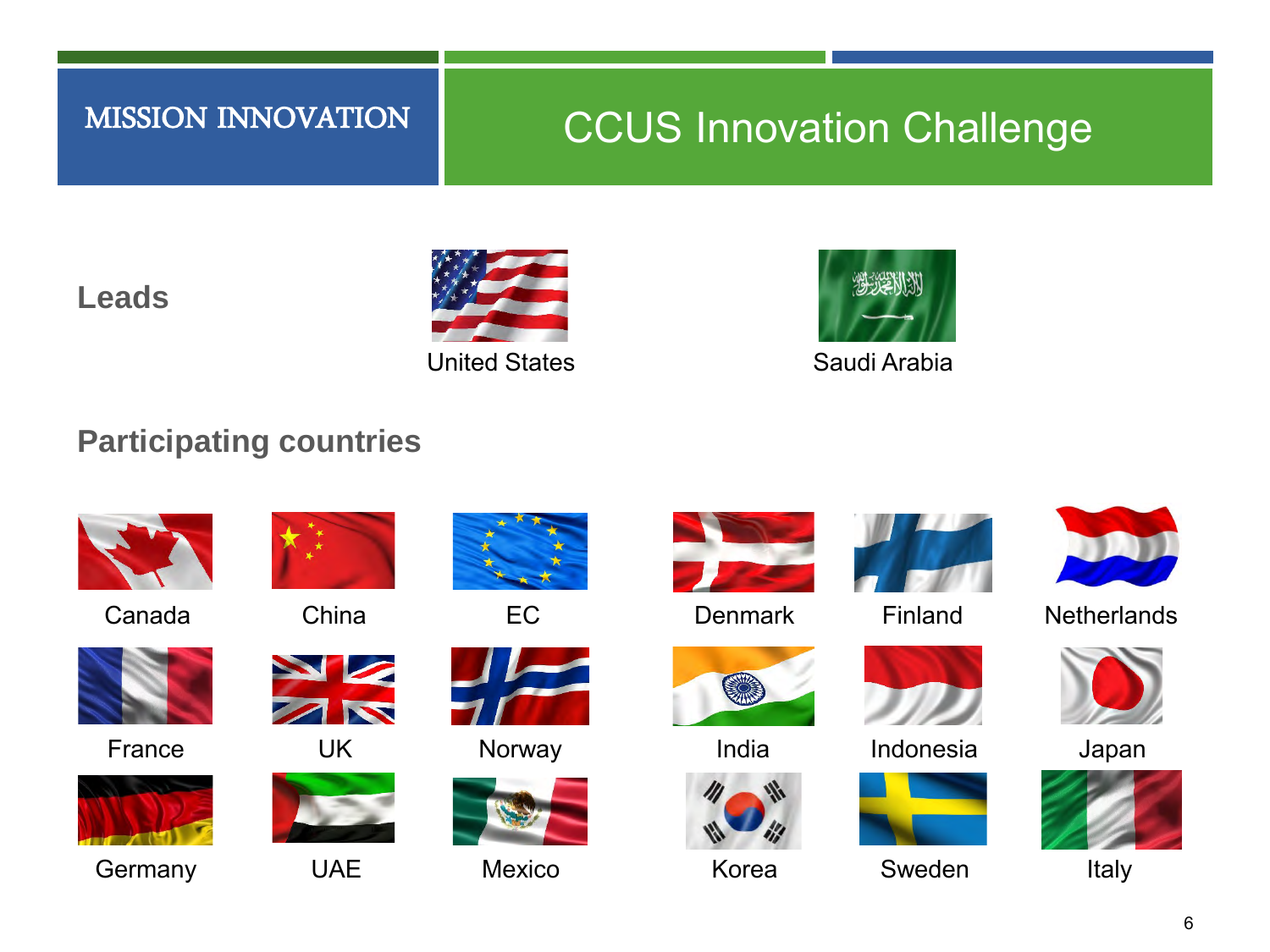MISSION INNOVATION

# CCUS Innovation Challenge

**Leads**

United States

Saudi Arabia

**Participating countries**

Canada

China

EC

Denmark

Finland

Netherlands

France

UK

Norway

India

Indonesia

Japan

Germany

UAE

Mexico

Korea

Sweden

Italy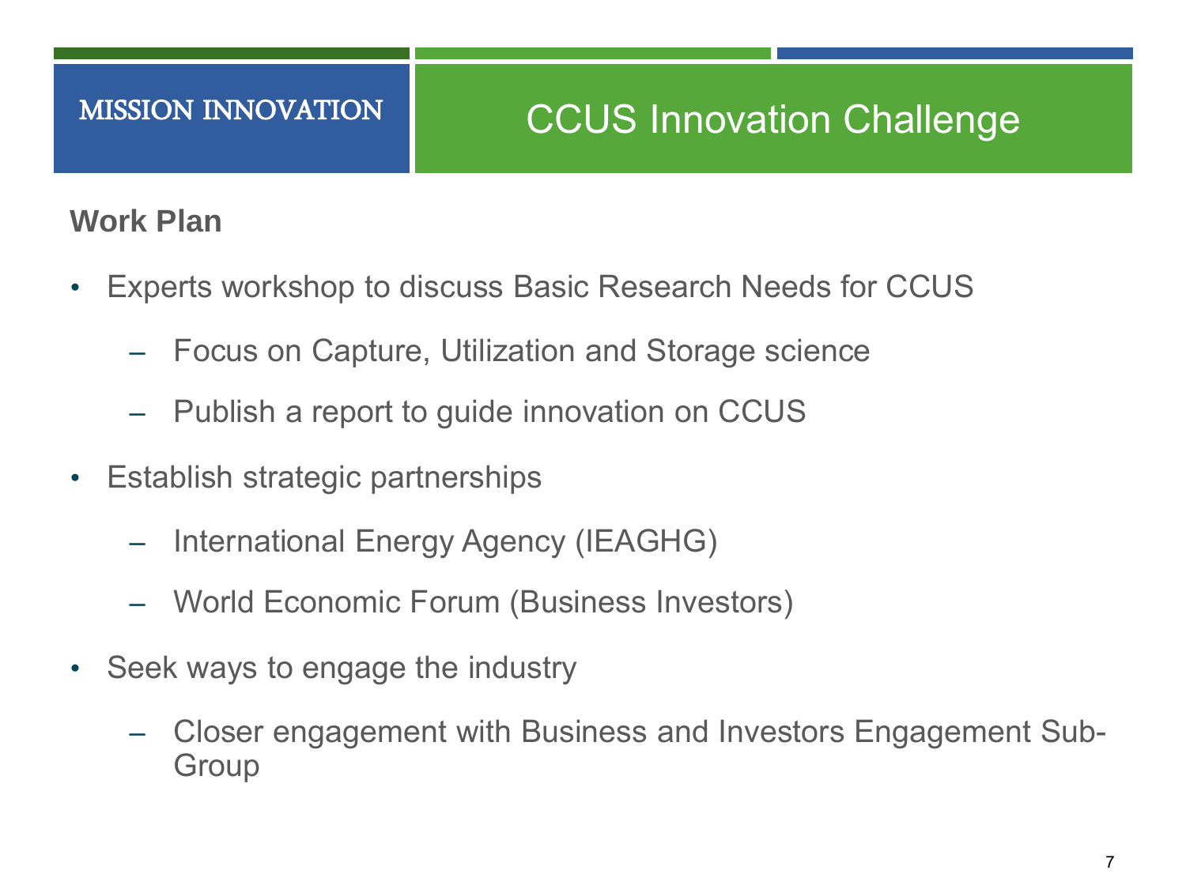MISSION INNOVATION

# CCUS Innovation Challenge

**Work Plan**

- Experts workshop to discuss Basic Research Needs for CCUS
  - Focus on Capture, Utilization and Storage science
  - Publish a report to guide innovation on CCUS
- Establish strategic partnerships
  - International Energy Agency (IEAGHG)
  - World Economic Forum (Business Investors)
- Seek ways to engage the industry
  - Closer engagement with Business and Investors Engagement Sub-Group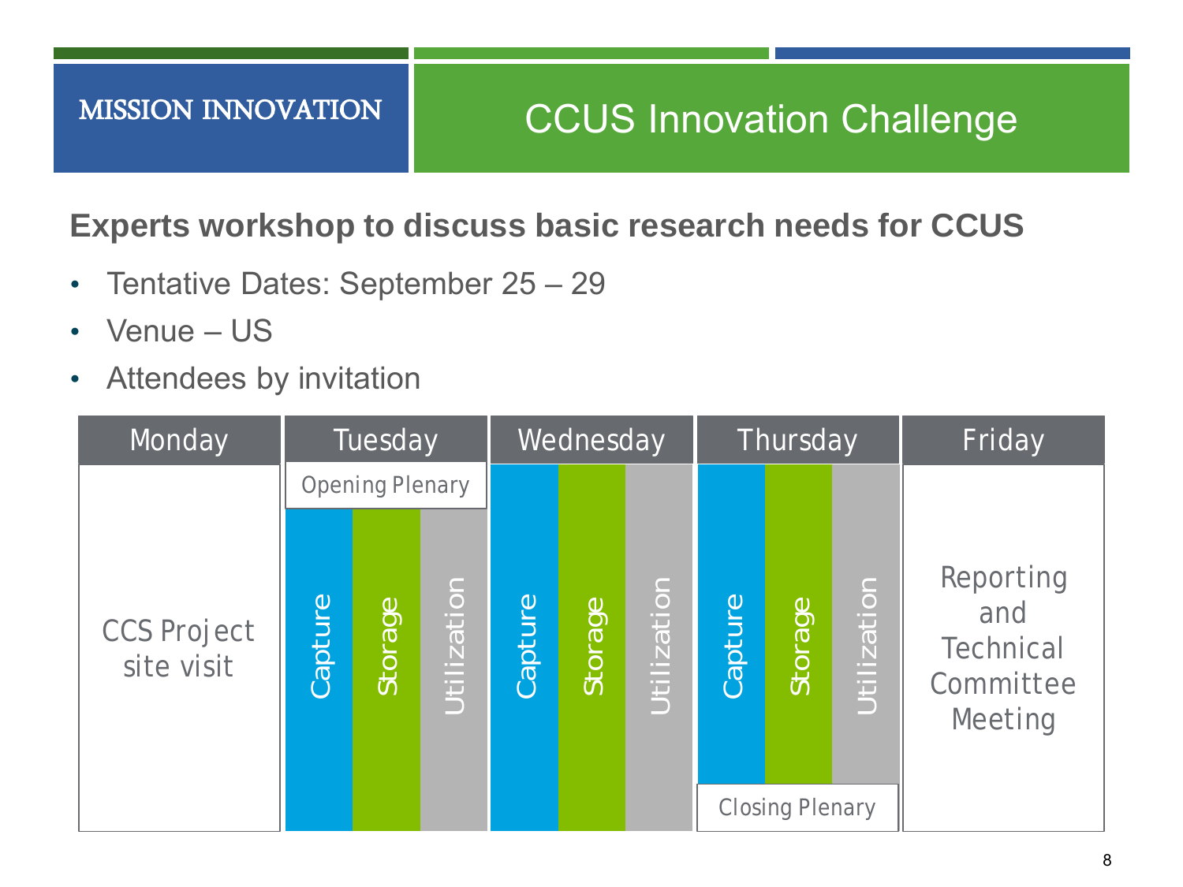MISSION INNOVATION

# CCUS Innovation Challenge

## Experts workshop to discuss basic research needs for CCUS

- Tentative Dates: September 25 – 29
- Venue – US
- Attendees by invitation

| Monday | Tuesday | Wednesday | Thursday | Friday |
|---|---|---|---|---|
| CCS Project site visit | Opening Plenary<br>Capture / Storage / Utilization | Capture / Storage / Utilization | Capture / Storage / Utilization<br>Closing Plenary | Reporting and Technical Committee Meeting |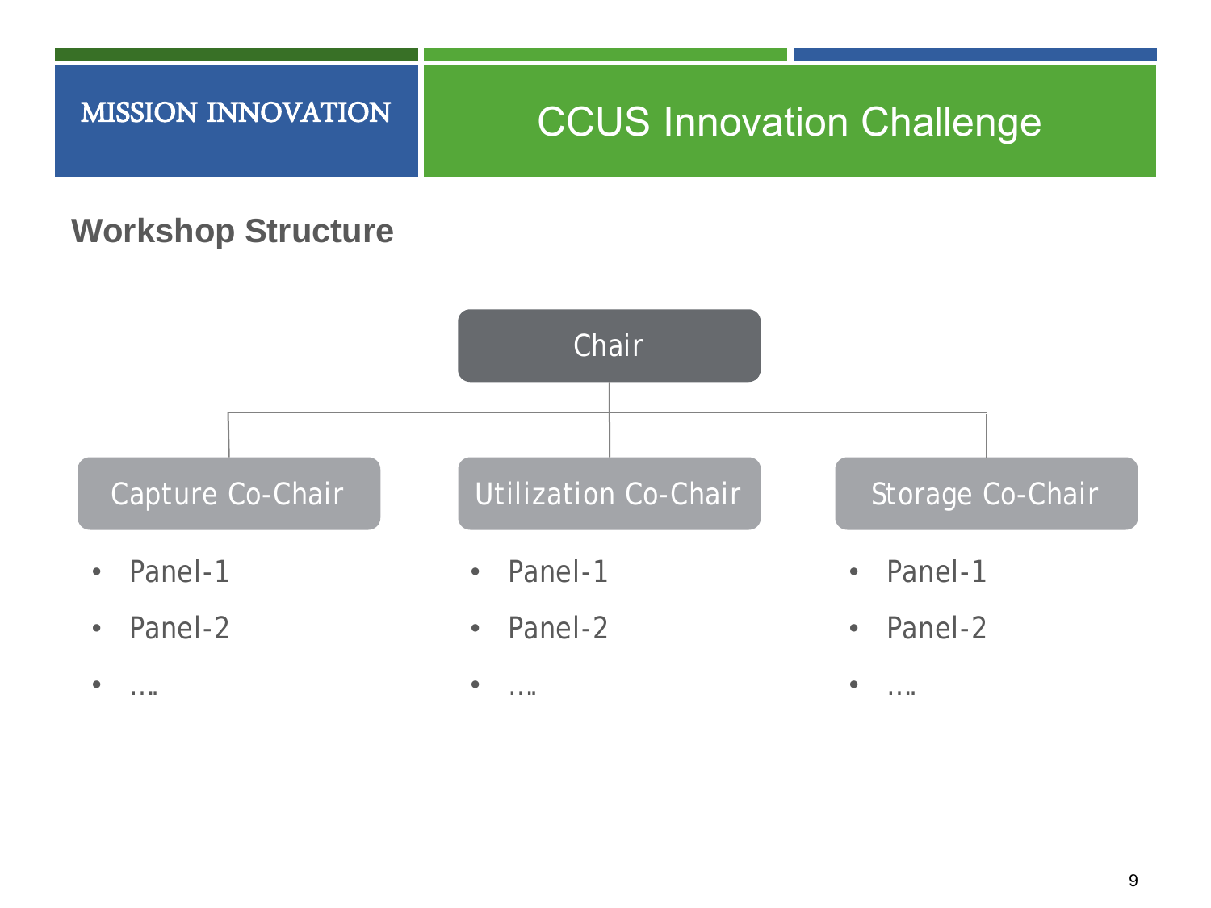MISSION INNOVATION

# CCUS Innovation Challenge

## Workshop Structure

Chair

Capture Co-Chair

- Panel-1
- Panel-2
- ….

Utilization Co-Chair

- Panel-1
- Panel-2
- ….

Storage Co-Chair

- Panel-1
- Panel-2
- ….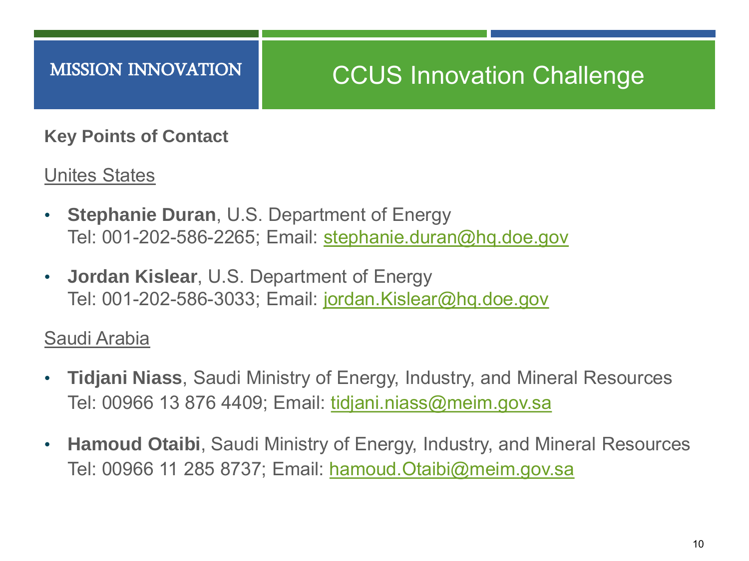MISSION INNOVATION

# CCUS Innovation Challenge

**Key Points of Contact**

Unites States

- **Stephanie Duran**, U.S. Department of Energy
  Tel: 001-202-586-2265; Email: stephanie.duran@hq.doe.gov

- **Jordan Kislear**, U.S. Department of Energy
  Tel: 001-202-586-3033; Email: jordan.Kislear@hq.doe.gov

Saudi Arabia

- **Tidjani Niass**, Saudi Ministry of Energy, Industry, and Mineral Resources
  Tel: 00966 13 876 4409; Email: tidjani.niass@meim.gov.sa

- **Hamoud Otaibi**, Saudi Ministry of Energy, Industry, and Mineral Resources
  Tel: 00966 11 285 8737; Email: hamoud.Otaibi@meim.gov.sa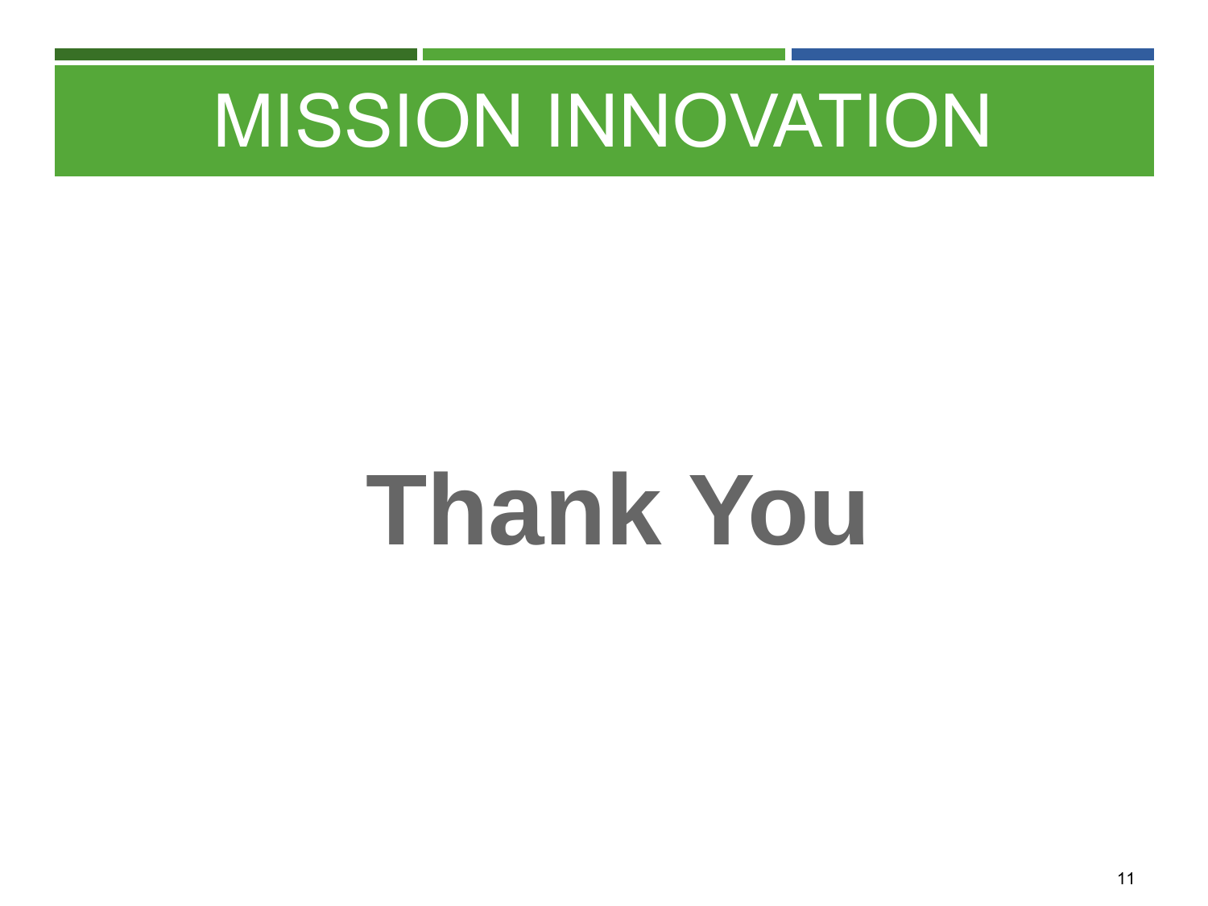# MISSION INNOVATION

**Thank You**